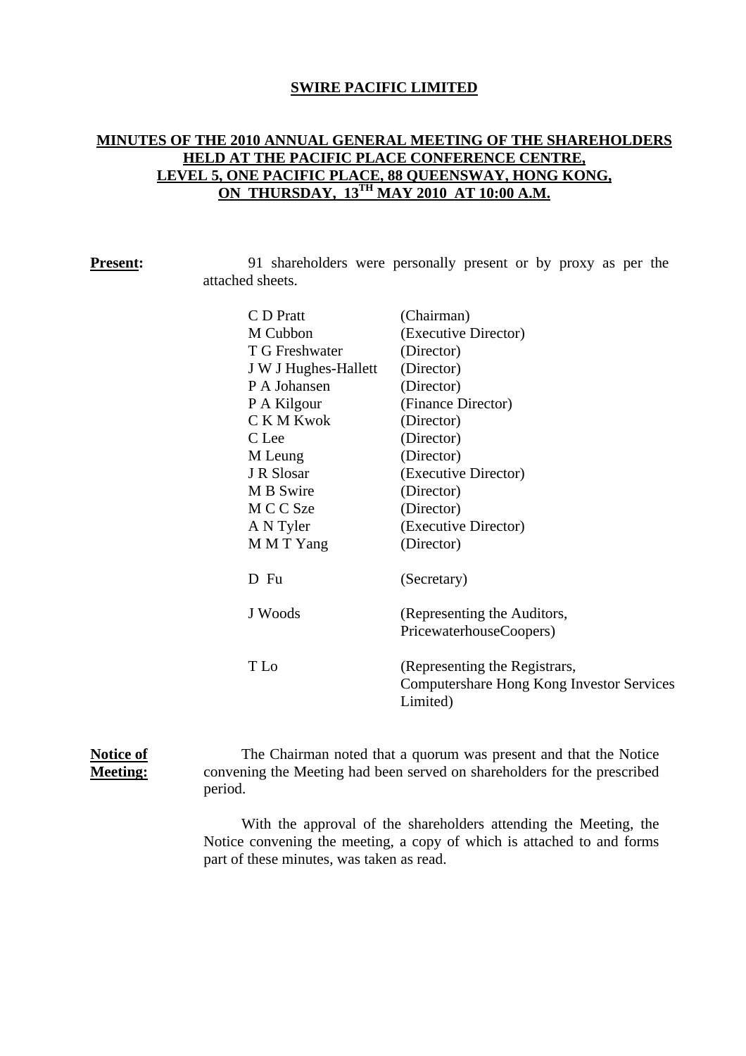# SWIRE PACIFIC LIMITED

## MINUTES OF THE 2010 ANNUAL GENERAL MEETING OF THE SHAREHOLDERS HELD AT THE PACIFIC PLACE CONFERENCE CENTRE, LEVEL 5, ONE PACIFIC PLACE, 88 QUEENSWAY, HONG KONG, ON THURSDAY, 13TH MAY 2010 AT 10:00 A.M.

**Present:**

91 shareholders were personally present or by proxy as per the attached sheets.

| | |
|---|---|
| C D Pratt | (Chairman) |
| M Cubbon | (Executive Director) |
| T G Freshwater | (Director) |
| J W J Hughes-Hallett | (Director) |
| P A Johansen | (Director) |
| P A Kilgour | (Finance Director) |
| C K M Kwok | (Director) |
| C Lee | (Director) |
| M Leung | (Director) |
| J R Slosar | (Executive Director) |
| M B Swire | (Director) |
| M C C Sze | (Director) |
| A N Tyler | (Executive Director) |
| M M T Yang | (Director) |
| D Fu | (Secretary) |
| J Woods | (Representing the Auditors, PricewaterhouseCoopers) |
| T Lo | (Representing the Registrars, Computershare Hong Kong Investor Services Limited) |

**Notice of Meeting:**

The Chairman noted that a quorum was present and that the Notice convening the Meeting had been served on shareholders for the prescribed period.

With the approval of the shareholders attending the Meeting, the Notice convening the meeting, a copy of which is attached to and forms part of these minutes, was taken as read.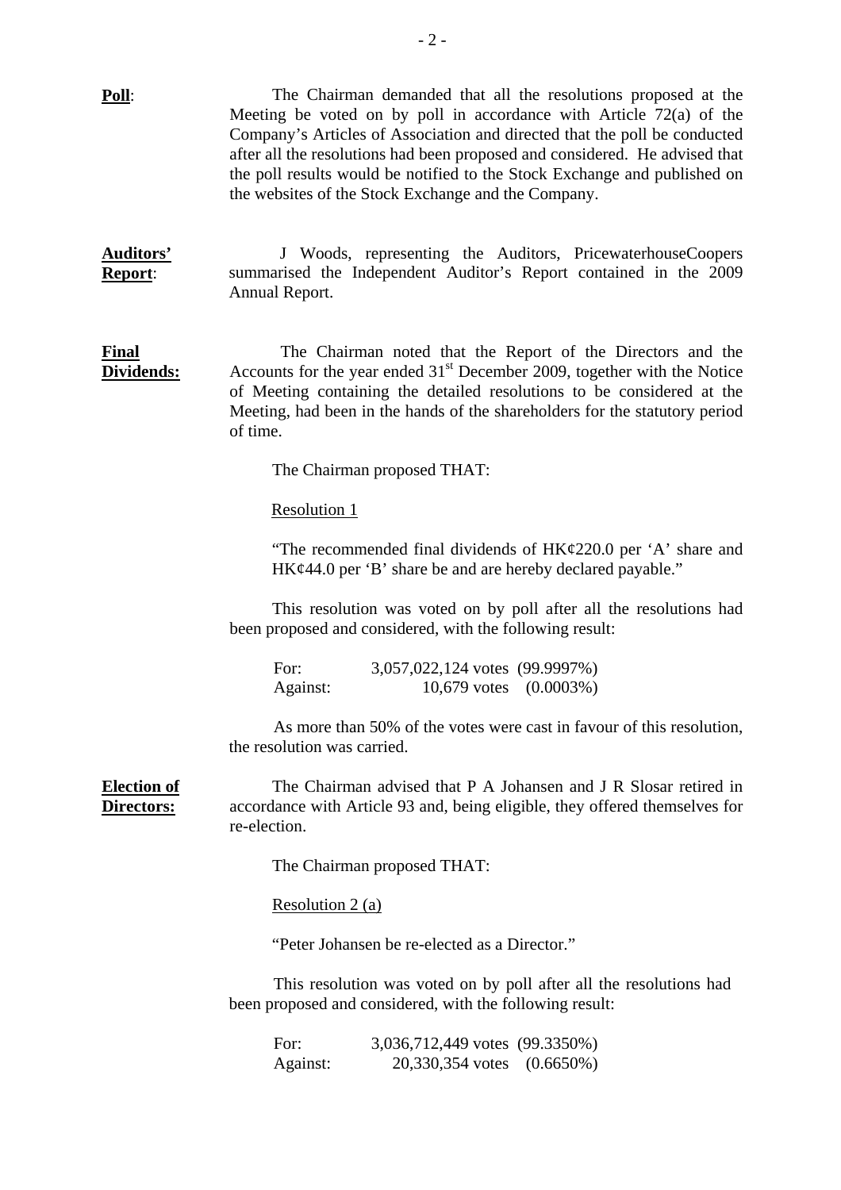**Poll**: The Chairman demanded that all the resolutions proposed at the Meeting be voted on by poll in accordance with Article 72(a) of the Company's Articles of Association and directed that the poll be conducted after all the resolutions had been proposed and considered. He advised that the poll results would be notified to the Stock Exchange and published on the websites of the Stock Exchange and the Company.

**Auditors' Report**: J Woods, representing the Auditors, PricewaterhouseCoopers summarised the Independent Auditor's Report contained in the 2009 Annual Report.

**Final Dividends:** The Chairman noted that the Report of the Directors and the Accounts for the year ended 31st December 2009, together with the Notice of Meeting containing the detailed resolutions to be considered at the Meeting, had been in the hands of the shareholders for the statutory period of time.

The Chairman proposed THAT:

Resolution 1

"The recommended final dividends of HK¢220.0 per 'A' share and HK¢44.0 per 'B' share be and are hereby declared payable."

This resolution was voted on by poll after all the resolutions had been proposed and considered, with the following result:

| | | |
|---|---|---|
| For: | 3,057,022,124 votes | (99.9997%) |
| Against: | 10,679 votes | (0.0003%) |

As more than 50% of the votes were cast in favour of this resolution, the resolution was carried.

**Election of Directors:** The Chairman advised that P A Johansen and J R Slosar retired in accordance with Article 93 and, being eligible, they offered themselves for re-election.

The Chairman proposed THAT:

Resolution 2 (a)

"Peter Johansen be re-elected as a Director."

This resolution was voted on by poll after all the resolutions had been proposed and considered, with the following result:

| | | |
|---|---|---|
| For: | 3,036,712,449 votes | (99.3350%) |
| Against: | 20,330,354 votes | (0.6650%) |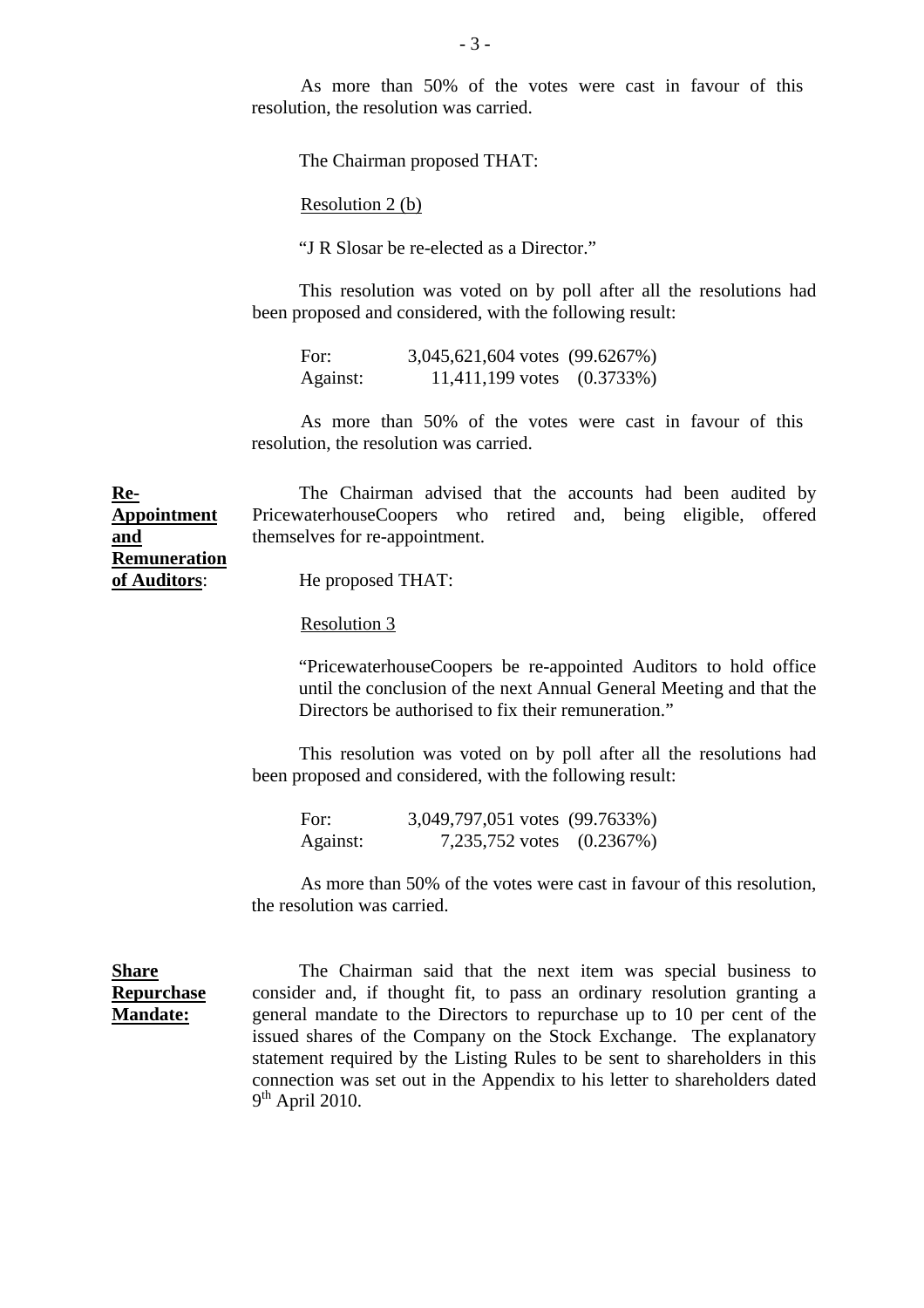As more than 50% of the votes were cast in favour of this resolution, the resolution was carried.

The Chairman proposed THAT:

Resolution 2 (b)

"J R Slosar be re-elected as a Director."

This resolution was voted on by poll after all the resolutions had been proposed and considered, with the following result:

| | | |
|---|---|---|
| For: | 3,045,621,604 votes | (99.6267%) |
| Against: | 11,411,199 votes | (0.3733%) |

As more than 50% of the votes were cast in favour of this resolution, the resolution was carried.

**Re-Appointment and Remuneration of Auditors**:

The Chairman advised that the accounts had been audited by PricewaterhouseCoopers who retired and, being eligible, offered themselves for re-appointment.

He proposed THAT:

Resolution 3

"PricewaterhouseCoopers be re-appointed Auditors to hold office until the conclusion of the next Annual General Meeting and that the Directors be authorised to fix their remuneration."

This resolution was voted on by poll after all the resolutions had been proposed and considered, with the following result:

| | | |
|---|---|---|
| For: | 3,049,797,051 votes | (99.7633%) |
| Against: | 7,235,752 votes | (0.2367%) |

As more than 50% of the votes were cast in favour of this resolution, the resolution was carried.

**Share Repurchase Mandate:**

The Chairman said that the next item was special business to consider and, if thought fit, to pass an ordinary resolution granting a general mandate to the Directors to repurchase up to 10 per cent of the issued shares of the Company on the Stock Exchange. The explanatory statement required by the Listing Rules to be sent to shareholders in this connection was set out in the Appendix to his letter to shareholders dated 9th April 2010.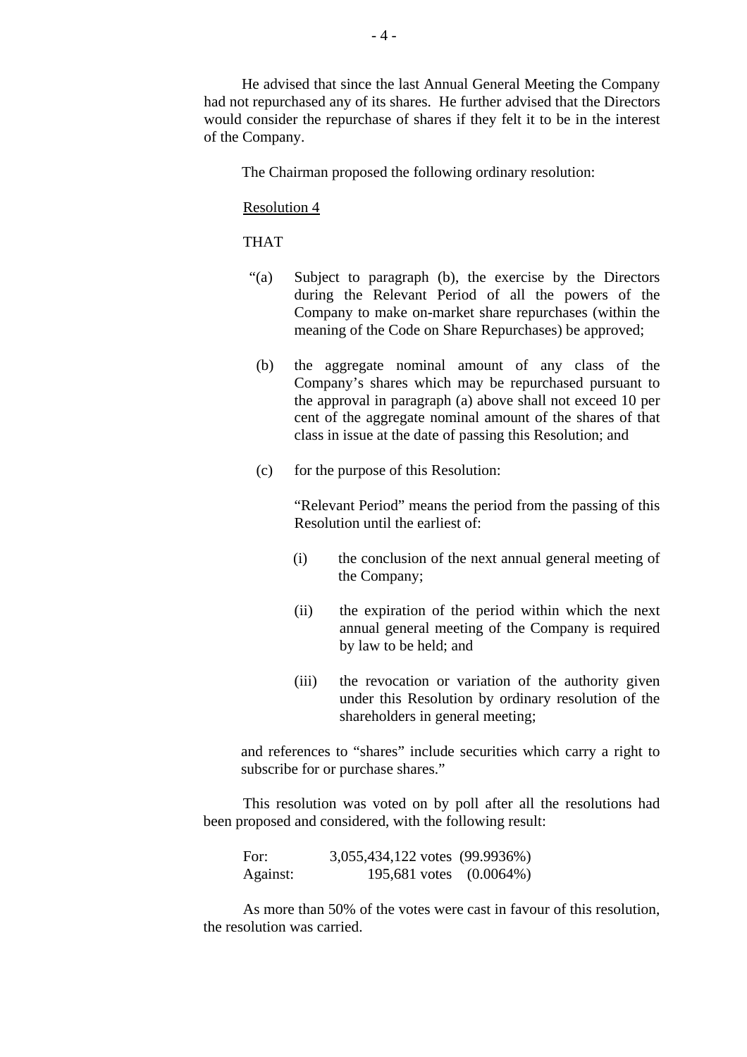He advised that since the last Annual General Meeting the Company had not repurchased any of its shares. He further advised that the Directors would consider the repurchase of shares if they felt it to be in the interest of the Company.

The Chairman proposed the following ordinary resolution:

<u>Resolution 4</u>

THAT

"(a) Subject to paragraph (b), the exercise by the Directors during the Relevant Period of all the powers of the Company to make on-market share repurchases (within the meaning of the Code on Share Repurchases) be approved;

(b) the aggregate nominal amount of any class of the Company's shares which may be repurchased pursuant to the approval in paragraph (a) above shall not exceed 10 per cent of the aggregate nominal amount of the shares of that class in issue at the date of passing this Resolution; and

(c) for the purpose of this Resolution:

"Relevant Period" means the period from the passing of this Resolution until the earliest of:

(i) the conclusion of the next annual general meeting of the Company;

(ii) the expiration of the period within which the next annual general meeting of the Company is required by law to be held; and

(iii) the revocation or variation of the authority given under this Resolution by ordinary resolution of the shareholders in general meeting;

and references to "shares" include securities which carry a right to subscribe for or purchase shares."

This resolution was voted on by poll after all the resolutions had been proposed and considered, with the following result:

| | | |
|---|---|---|
| For: | 3,055,434,122 votes | (99.9936%) |
| Against: | 195,681 votes | (0.0064%) |

As more than 50% of the votes were cast in favour of this resolution, the resolution was carried.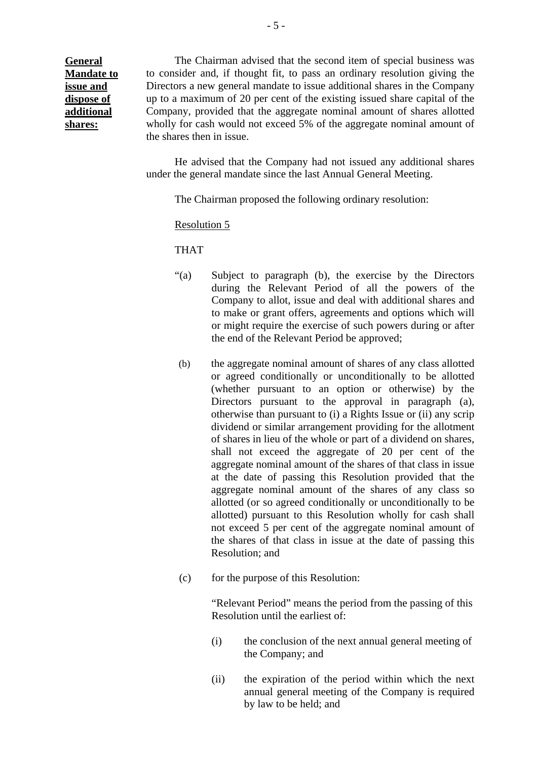**General Mandate to issue and dispose of additional shares:**

The Chairman advised that the second item of special business was to consider and, if thought fit, to pass an ordinary resolution giving the Directors a new general mandate to issue additional shares in the Company up to a maximum of 20 per cent of the existing issued share capital of the Company, provided that the aggregate nominal amount of shares allotted wholly for cash would not exceed 5% of the aggregate nominal amount of the shares then in issue.

He advised that the Company had not issued any additional shares under the general mandate since the last Annual General Meeting.

The Chairman proposed the following ordinary resolution:

Resolution 5

THAT

"(a) Subject to paragraph (b), the exercise by the Directors during the Relevant Period of all the powers of the Company to allot, issue and deal with additional shares and to make or grant offers, agreements and options which will or might require the exercise of such powers during or after the end of the Relevant Period be approved;

(b) the aggregate nominal amount of shares of any class allotted or agreed conditionally or unconditionally to be allotted (whether pursuant to an option or otherwise) by the Directors pursuant to the approval in paragraph (a), otherwise than pursuant to (i) a Rights Issue or (ii) any scrip dividend or similar arrangement providing for the allotment of shares in lieu of the whole or part of a dividend on shares, shall not exceed the aggregate of 20 per cent of the aggregate nominal amount of the shares of that class in issue at the date of passing this Resolution provided that the aggregate nominal amount of the shares of any class so allotted (or so agreed conditionally or unconditionally to be allotted) pursuant to this Resolution wholly for cash shall not exceed 5 per cent of the aggregate nominal amount of the shares of that class in issue at the date of passing this Resolution; and

(c) for the purpose of this Resolution:

"Relevant Period" means the period from the passing of this Resolution until the earliest of:

(i) the conclusion of the next annual general meeting of the Company; and

(ii) the expiration of the period within which the next annual general meeting of the Company is required by law to be held; and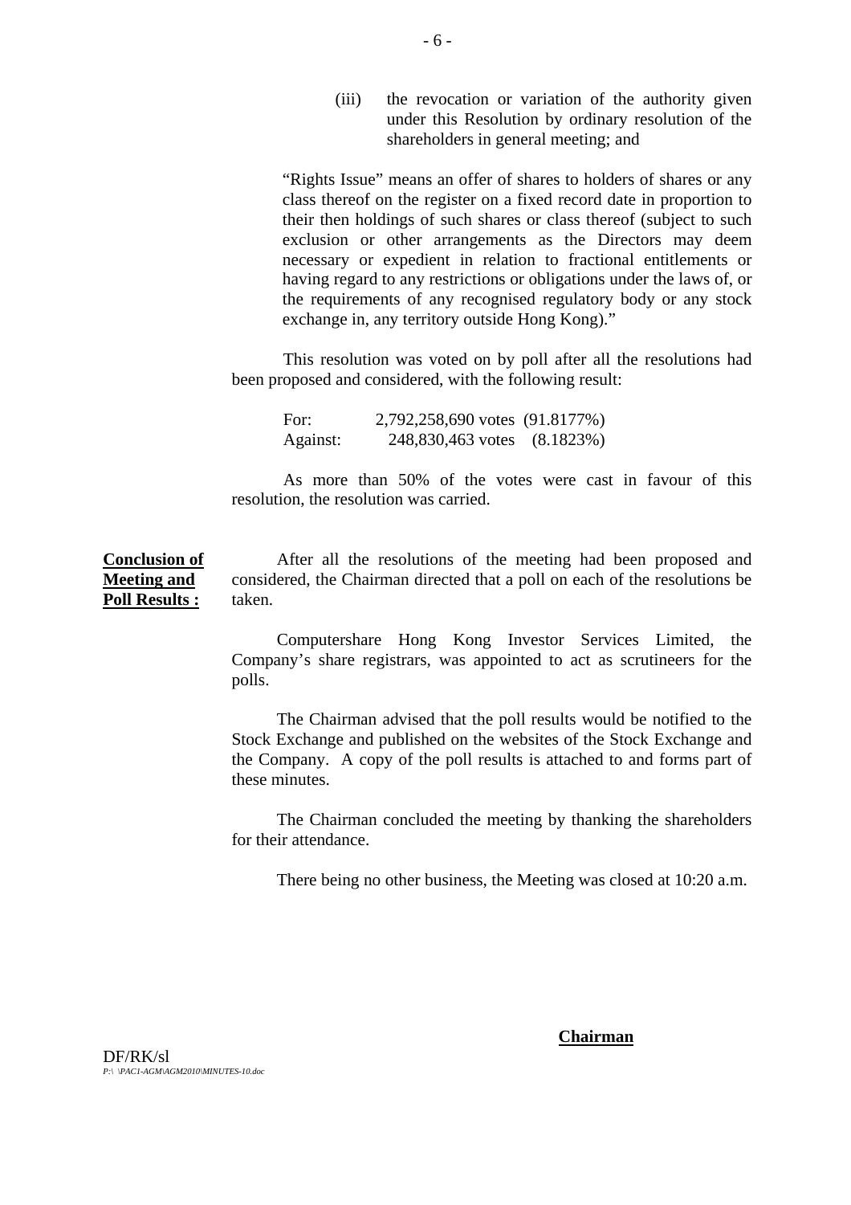(iii) the revocation or variation of the authority given under this Resolution by ordinary resolution of the shareholders in general meeting; and

"Rights Issue" means an offer of shares to holders of shares or any class thereof on the register on a fixed record date in proportion to their then holdings of such shares or class thereof (subject to such exclusion or other arrangements as the Directors may deem necessary or expedient in relation to fractional entitlements or having regard to any restrictions or obligations under the laws of, or the requirements of any recognised regulatory body or any stock exchange in, any territory outside Hong Kong)."

This resolution was voted on by poll after all the resolutions had been proposed and considered, with the following result:

| | | |
|---|---|---|
| For: | 2,792,258,690 votes | (91.8177%) |
| Against: | 248,830,463 votes | (8.1823%) |

As more than 50% of the votes were cast in favour of this resolution, the resolution was carried.

**Conclusion of Meeting and Poll Results :**

After all the resolutions of the meeting had been proposed and considered, the Chairman directed that a poll on each of the resolutions be taken.

Computershare Hong Kong Investor Services Limited, the Company's share registrars, was appointed to act as scrutineers for the polls.

The Chairman advised that the poll results would be notified to the Stock Exchange and published on the websites of the Stock Exchange and the Company. A copy of the poll results is attached to and forms part of these minutes.

The Chairman concluded the meeting by thanking the shareholders for their attendance.

There being no other business, the Meeting was closed at 10:20 a.m.

**Chairman**

DF/RK/sl
*P:\ \PAC1-AGM\AGM2010\MINUTES-10.doc*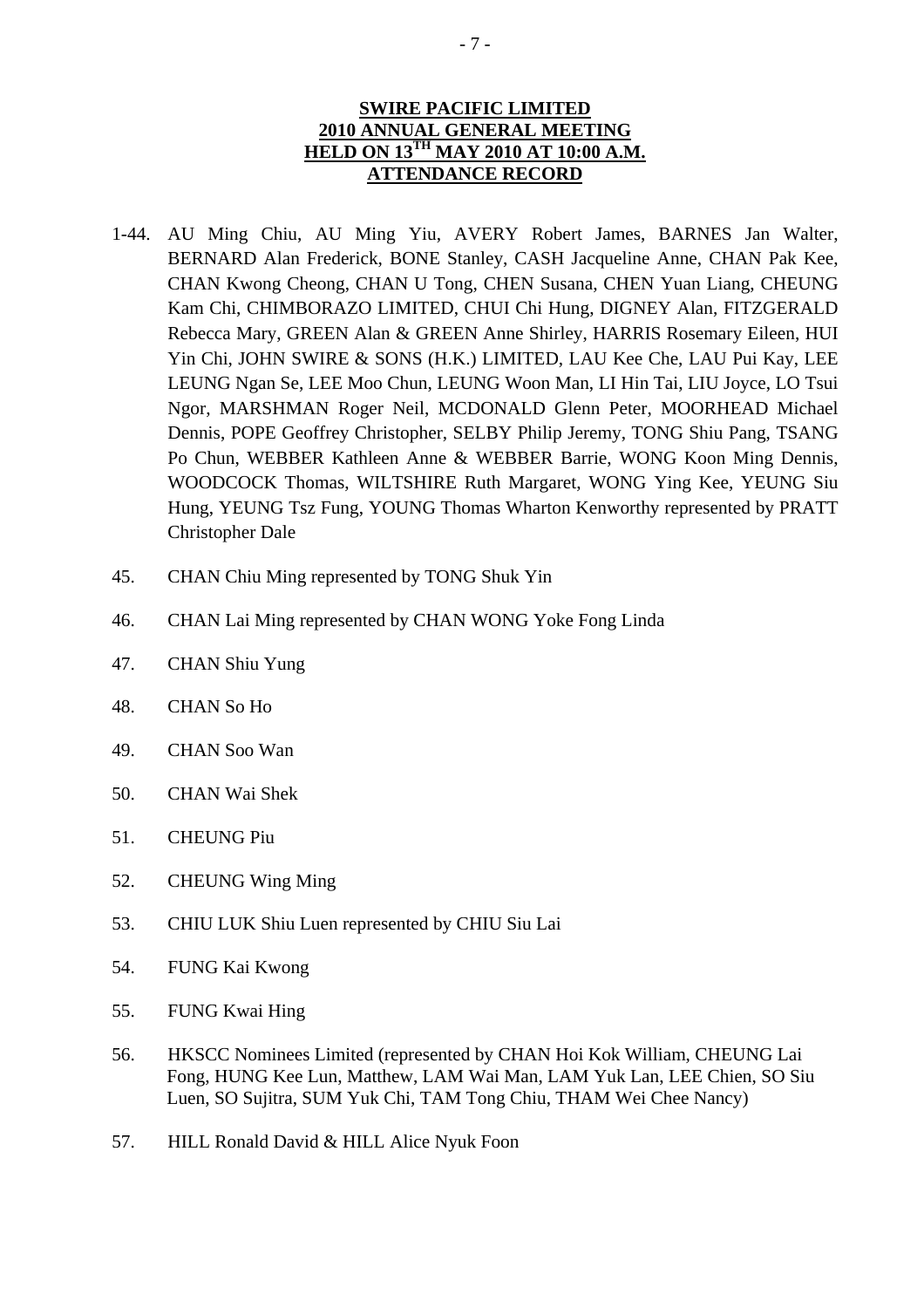**SWIRE PACIFIC LIMITED**
**2010 ANNUAL GENERAL MEETING**
**HELD ON 13TH MAY 2010 AT 10:00 A.M.**
**ATTENDANCE RECORD**

1-44. AU Ming Chiu, AU Ming Yiu, AVERY Robert James, BARNES Jan Walter, BERNARD Alan Frederick, BONE Stanley, CASH Jacqueline Anne, CHAN Pak Kee, CHAN Kwong Cheong, CHAN U Tong, CHEN Susana, CHEN Yuan Liang, CHEUNG Kam Chi, CHIMBORAZO LIMITED, CHUI Chi Hung, DIGNEY Alan, FITZGERALD Rebecca Mary, GREEN Alan & GREEN Anne Shirley, HARRIS Rosemary Eileen, HUI Yin Chi, JOHN SWIRE & SONS (H.K.) LIMITED, LAU Kee Che, LAU Pui Kay, LEE LEUNG Ngan Se, LEE Moo Chun, LEUNG Woon Man, LI Hin Tai, LIU Joyce, LO Tsui Ngor, MARSHMAN Roger Neil, MCDONALD Glenn Peter, MOORHEAD Michael Dennis, POPE Geoffrey Christopher, SELBY Philip Jeremy, TONG Shiu Pang, TSANG Po Chun, WEBBER Kathleen Anne & WEBBER Barrie, WONG Koon Ming Dennis, WOODCOCK Thomas, WILTSHIRE Ruth Margaret, WONG Ying Kee, YEUNG Siu Hung, YEUNG Tsz Fung, YOUNG Thomas Wharton Kenworthy represented by PRATT Christopher Dale

45. CHAN Chiu Ming represented by TONG Shuk Yin

46. CHAN Lai Ming represented by CHAN WONG Yoke Fong Linda

47. CHAN Shiu Yung

48. CHAN So Ho

49. CHAN Soo Wan

50. CHAN Wai Shek

51. CHEUNG Piu

52. CHEUNG Wing Ming

53. CHIU LUK Shiu Luen represented by CHIU Siu Lai

54. FUNG Kai Kwong

55. FUNG Kwai Hing

56. HKSCC Nominees Limited (represented by CHAN Hoi Kok William, CHEUNG Lai Fong, HUNG Kee Lun, Matthew, LAM Wai Man, LAM Yuk Lan, LEE Chien, SO Siu Luen, SO Sujitra, SUM Yuk Chi, TAM Tong Chiu, THAM Wei Chee Nancy)

57. HILL Ronald David & HILL Alice Nyuk Foon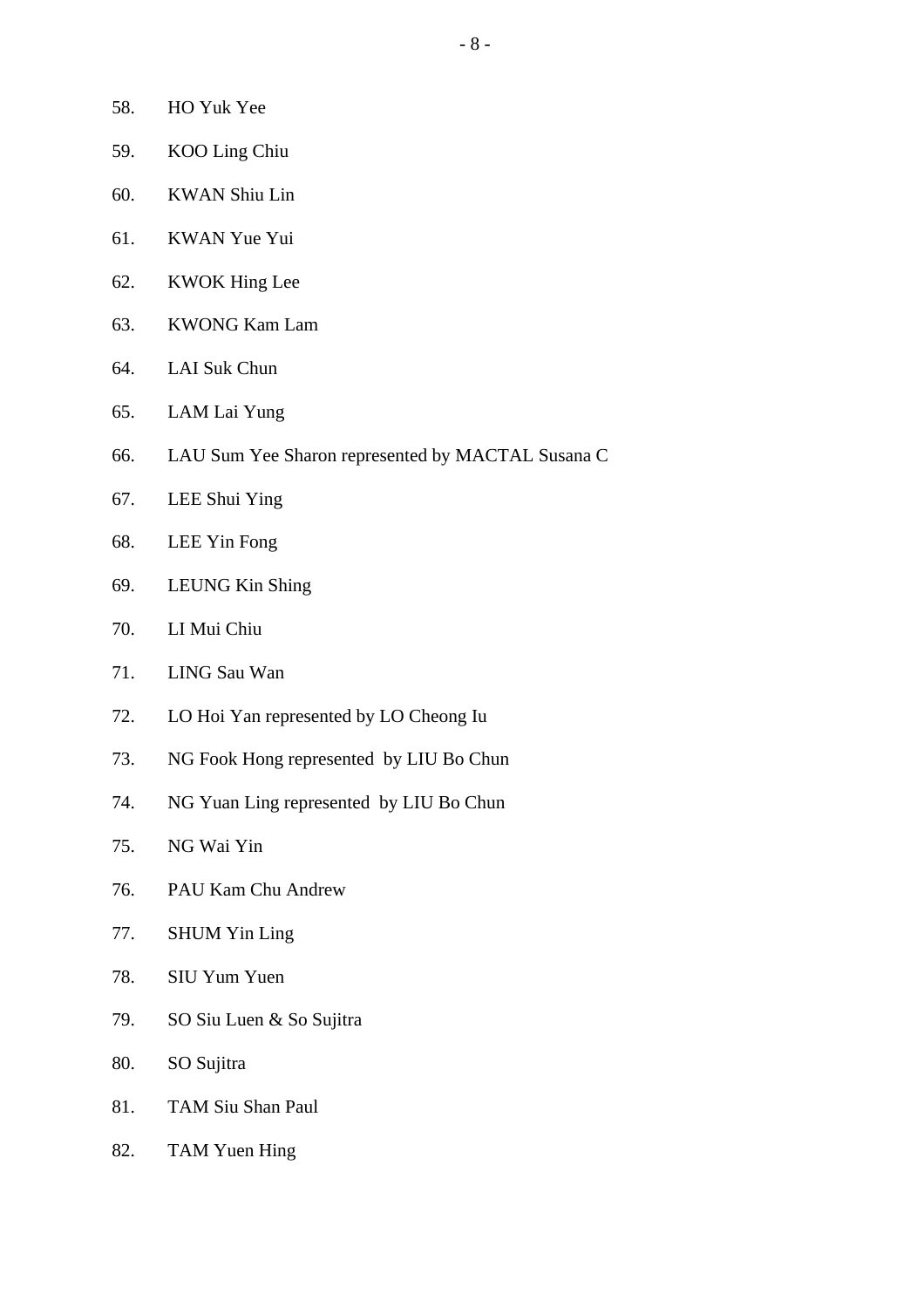58. HO Yuk Yee

59. KOO Ling Chiu

60. KWAN Shiu Lin

61. KWAN Yue Yui

62. KWOK Hing Lee

63. KWONG Kam Lam

64. LAI Suk Chun

65. LAM Lai Yung

66. LAU Sum Yee Sharon represented by MACTAL Susana C

67. LEE Shui Ying

68. LEE Yin Fong

69. LEUNG Kin Shing

70. LI Mui Chiu

71. LING Sau Wan

72. LO Hoi Yan represented by LO Cheong Iu

73. NG Fook Hong represented by LIU Bo Chun

74. NG Yuan Ling represented by LIU Bo Chun

75. NG Wai Yin

76. PAU Kam Chu Andrew

77. SHUM Yin Ling

78. SIU Yum Yuen

79. SO Siu Luen & So Sujitra

80. SO Sujitra

81. TAM Siu Shan Paul

82. TAM Yuen Hing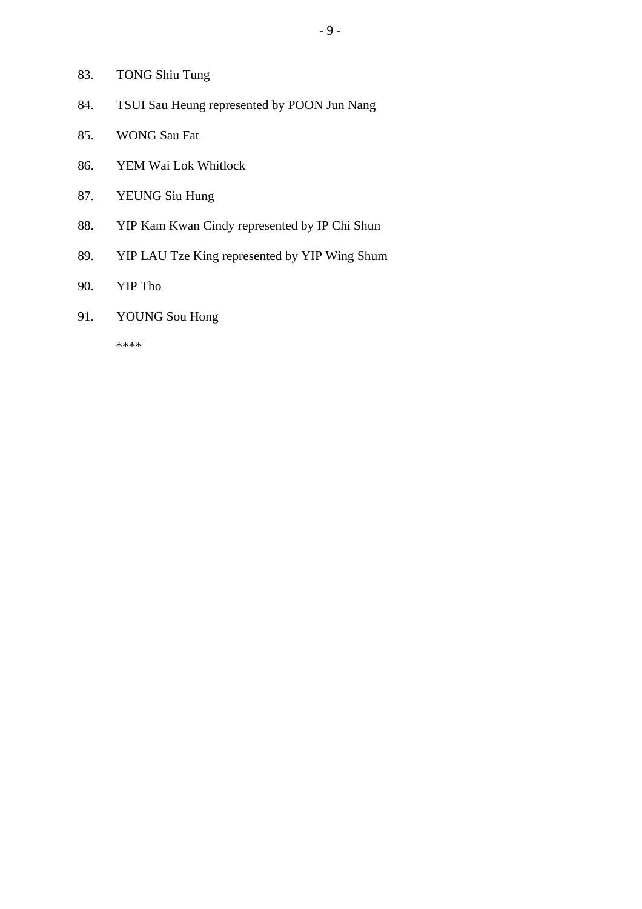83. TONG Shiu Tung

84. TSUI Sau Heung represented by POON Jun Nang

85. WONG Sau Fat

86. YEM Wai Lok Whitlock

87. YEUNG Siu Hung

88. YIP Kam Kwan Cindy represented by IP Chi Shun

89. YIP LAU Tze King represented by YIP Wing Shum

90. YIP Tho

91. YOUNG Sou Hong

****